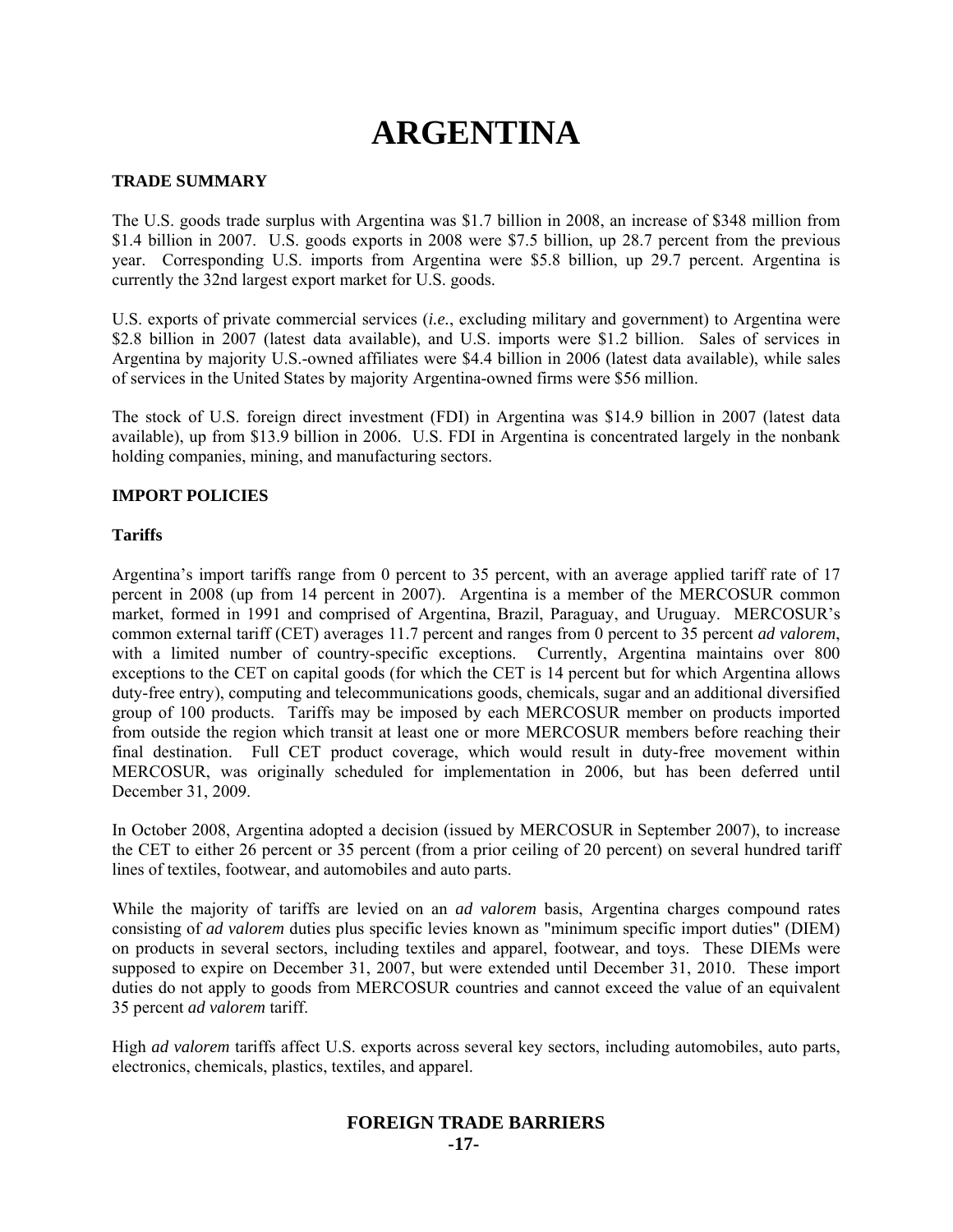# ARGENTINA

## TRADE SUMMARY

The U.S. goods trade surplus with Argentina was $1.7 billion in 2008, an increase of $348 million from $1.4 billion in 2007. U.S. goods exports in 2008 were $7.5 billion, up 28.7 percent from the previous year. Corresponding U.S. imports from Argentina were $5.8 billion, up 29.7 percent. Argentina is currently the 32nd largest export market for U.S. goods.

U.S. exports of private commercial services (*i.e.*, excluding military and government) to Argentina were $2.8 billion in 2007 (latest data available), and U.S. imports were $1.2 billion. Sales of services in Argentina by majority U.S.-owned affiliates were $4.4 billion in 2006 (latest data available), while sales of services in the United States by majority Argentina-owned firms were $56 million.

The stock of U.S. foreign direct investment (FDI) in Argentina was $14.9 billion in 2007 (latest data available), up from $13.9 billion in 2006. U.S. FDI in Argentina is concentrated largely in the nonbank holding companies, mining, and manufacturing sectors.

## IMPORT POLICIES

### Tariffs

Argentina's import tariffs range from 0 percent to 35 percent, with an average applied tariff rate of 17 percent in 2008 (up from 14 percent in 2007). Argentina is a member of the MERCOSUR common market, formed in 1991 and comprised of Argentina, Brazil, Paraguay, and Uruguay. MERCOSUR's common external tariff (CET) averages 11.7 percent and ranges from 0 percent to 35 percent *ad valorem*, with a limited number of country-specific exceptions. Currently, Argentina maintains over 800 exceptions to the CET on capital goods (for which the CET is 14 percent but for which Argentina allows duty-free entry), computing and telecommunications goods, chemicals, sugar and an additional diversified group of 100 products. Tariffs may be imposed by each MERCOSUR member on products imported from outside the region which transit at least one or more MERCOSUR members before reaching their final destination. Full CET product coverage, which would result in duty-free movement within MERCOSUR, was originally scheduled for implementation in 2006, but has been deferred until December 31, 2009.

In October 2008, Argentina adopted a decision (issued by MERCOSUR in September 2007), to increase the CET to either 26 percent or 35 percent (from a prior ceiling of 20 percent) on several hundred tariff lines of textiles, footwear, and automobiles and auto parts.

While the majority of tariffs are levied on an *ad valorem* basis, Argentina charges compound rates consisting of *ad valorem* duties plus specific levies known as "minimum specific import duties" (DIEM) on products in several sectors, including textiles and apparel, footwear, and toys. These DIEMs were supposed to expire on December 31, 2007, but were extended until December 31, 2010. These import duties do not apply to goods from MERCOSUR countries and cannot exceed the value of an equivalent 35 percent *ad valorem* tariff.

High *ad valorem* tariffs affect U.S. exports across several key sectors, including automobiles, auto parts, electronics, chemicals, plastics, textiles, and apparel.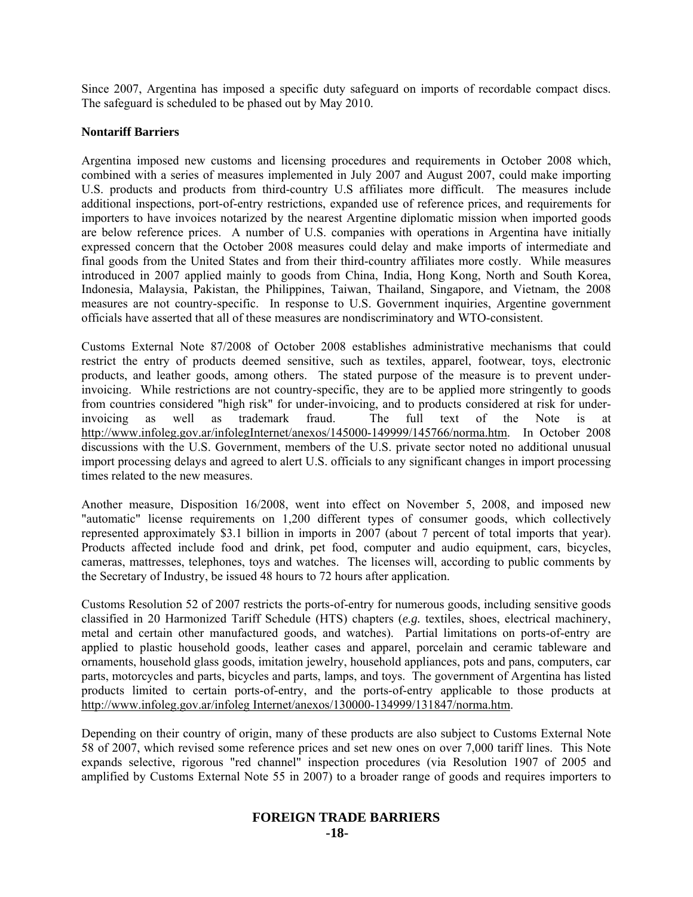Since 2007, Argentina has imposed a specific duty safeguard on imports of recordable compact discs. The safeguard is scheduled to be phased out by May 2010.

**Nontariff Barriers**

Argentina imposed new customs and licensing procedures and requirements in October 2008 which, combined with a series of measures implemented in July 2007 and August 2007, could make importing U.S. products and products from third-country U.S affiliates more difficult. The measures include additional inspections, port-of-entry restrictions, expanded use of reference prices, and requirements for importers to have invoices notarized by the nearest Argentine diplomatic mission when imported goods are below reference prices. A number of U.S. companies with operations in Argentina have initially expressed concern that the October 2008 measures could delay and make imports of intermediate and final goods from the United States and from their third-country affiliates more costly. While measures introduced in 2007 applied mainly to goods from China, India, Hong Kong, North and South Korea, Indonesia, Malaysia, Pakistan, the Philippines, Taiwan, Thailand, Singapore, and Vietnam, the 2008 measures are not country-specific. In response to U.S. Government inquiries, Argentine government officials have asserted that all of these measures are nondiscriminatory and WTO-consistent.

Customs External Note 87/2008 of October 2008 establishes administrative mechanisms that could restrict the entry of products deemed sensitive, such as textiles, apparel, footwear, toys, electronic products, and leather goods, among others. The stated purpose of the measure is to prevent under-invoicing. While restrictions are not country-specific, they are to be applied more stringently to goods from countries considered "high risk" for under-invoicing, and to products considered at risk for under-invoicing as well as trademark fraud. The full text of the Note is at http://www.infoleg.gov.ar/infolegInternet/anexos/145000-149999/145766/norma.htm. In October 2008 discussions with the U.S. Government, members of the U.S. private sector noted no additional unusual import processing delays and agreed to alert U.S. officials to any significant changes in import processing times related to the new measures.

Another measure, Disposition 16/2008, went into effect on November 5, 2008, and imposed new "automatic" license requirements on 1,200 different types of consumer goods, which collectively represented approximately $3.1 billion in imports in 2007 (about 7 percent of total imports that year). Products affected include food and drink, pet food, computer and audio equipment, cars, bicycles, cameras, mattresses, telephones, toys and watches. The licenses will, according to public comments by the Secretary of Industry, be issued 48 hours to 72 hours after application.

Customs Resolution 52 of 2007 restricts the ports-of-entry for numerous goods, including sensitive goods classified in 20 Harmonized Tariff Schedule (HTS) chapters (*e.g.* textiles, shoes, electrical machinery, metal and certain other manufactured goods, and watches). Partial limitations on ports-of-entry are applied to plastic household goods, leather cases and apparel, porcelain and ceramic tableware and ornaments, household glass goods, imitation jewelry, household appliances, pots and pans, computers, car parts, motorcycles and parts, bicycles and parts, lamps, and toys. The government of Argentina has listed products limited to certain ports-of-entry, and the ports-of-entry applicable to those products at http://www.infoleg.gov.ar/infoleg Internet/anexos/130000-134999/131847/norma.htm.

Depending on their country of origin, many of these products are also subject to Customs External Note 58 of 2007, which revised some reference prices and set new ones on over 7,000 tariff lines. This Note expands selective, rigorous "red channel" inspection procedures (via Resolution 1907 of 2005 and amplified by Customs External Note 55 in 2007) to a broader range of goods and requires importers to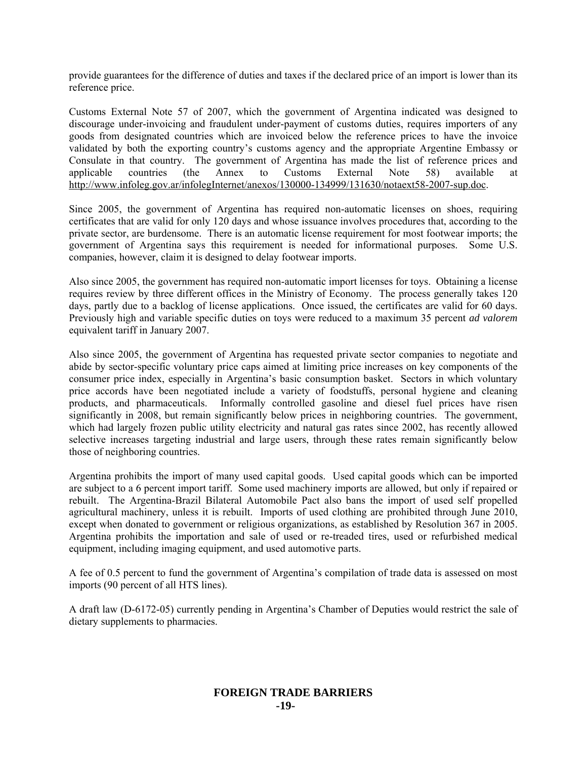provide guarantees for the difference of duties and taxes if the declared price of an import is lower than its reference price.

Customs External Note 57 of 2007, which the government of Argentina indicated was designed to discourage under-invoicing and fraudulent under-payment of customs duties, requires importers of any goods from designated countries which are invoiced below the reference prices to have the invoice validated by both the exporting country's customs agency and the appropriate Argentine Embassy or Consulate in that country. The government of Argentina has made the list of reference prices and applicable countries (the Annex to Customs External Note 58) available at http://www.infoleg.gov.ar/infolegInternet/anexos/130000-134999/131630/notaext58-2007-sup.doc.

Since 2005, the government of Argentina has required non-automatic licenses on shoes, requiring certificates that are valid for only 120 days and whose issuance involves procedures that, according to the private sector, are burdensome. There is an automatic license requirement for most footwear imports; the government of Argentina says this requirement is needed for informational purposes. Some U.S. companies, however, claim it is designed to delay footwear imports.

Also since 2005, the government has required non-automatic import licenses for toys. Obtaining a license requires review by three different offices in the Ministry of Economy. The process generally takes 120 days, partly due to a backlog of license applications. Once issued, the certificates are valid for 60 days. Previously high and variable specific duties on toys were reduced to a maximum 35 percent *ad valorem* equivalent tariff in January 2007.

Also since 2005, the government of Argentina has requested private sector companies to negotiate and abide by sector-specific voluntary price caps aimed at limiting price increases on key components of the consumer price index, especially in Argentina's basic consumption basket. Sectors in which voluntary price accords have been negotiated include a variety of foodstuffs, personal hygiene and cleaning products, and pharmaceuticals. Informally controlled gasoline and diesel fuel prices have risen significantly in 2008, but remain significantly below prices in neighboring countries. The government, which had largely frozen public utility electricity and natural gas rates since 2002, has recently allowed selective increases targeting industrial and large users, through these rates remain significantly below those of neighboring countries.

Argentina prohibits the import of many used capital goods. Used capital goods which can be imported are subject to a 6 percent import tariff. Some used machinery imports are allowed, but only if repaired or rebuilt. The Argentina-Brazil Bilateral Automobile Pact also bans the import of used self propelled agricultural machinery, unless it is rebuilt. Imports of used clothing are prohibited through June 2010, except when donated to government or religious organizations, as established by Resolution 367 in 2005. Argentina prohibits the importation and sale of used or re-treaded tires, used or refurbished medical equipment, including imaging equipment, and used automotive parts.

A fee of 0.5 percent to fund the government of Argentina's compilation of trade data is assessed on most imports (90 percent of all HTS lines).

A draft law (D-6172-05) currently pending in Argentina's Chamber of Deputies would restrict the sale of dietary supplements to pharmacies.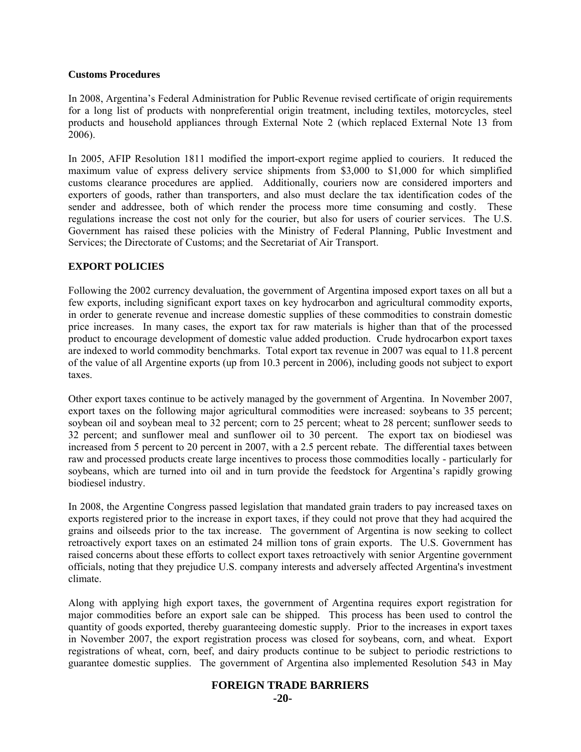**Customs Procedures**

In 2008, Argentina's Federal Administration for Public Revenue revised certificate of origin requirements for a long list of products with nonpreferential origin treatment, including textiles, motorcycles, steel products and household appliances through External Note 2 (which replaced External Note 13 from 2006).

In 2005, AFIP Resolution 1811 modified the import-export regime applied to couriers. It reduced the maximum value of express delivery service shipments from \$3,000 to \$1,000 for which simplified customs clearance procedures are applied. Additionally, couriers now are considered importers and exporters of goods, rather than transporters, and also must declare the tax identification codes of the sender and addressee, both of which render the process more time consuming and costly. These regulations increase the cost not only for the courier, but also for users of courier services. The U.S. Government has raised these policies with the Ministry of Federal Planning, Public Investment and Services; the Directorate of Customs; and the Secretariat of Air Transport.

**EXPORT POLICIES**

Following the 2002 currency devaluation, the government of Argentina imposed export taxes on all but a few exports, including significant export taxes on key hydrocarbon and agricultural commodity exports, in order to generate revenue and increase domestic supplies of these commodities to constrain domestic price increases. In many cases, the export tax for raw materials is higher than that of the processed product to encourage development of domestic value added production. Crude hydrocarbon export taxes are indexed to world commodity benchmarks. Total export tax revenue in 2007 was equal to 11.8 percent of the value of all Argentine exports (up from 10.3 percent in 2006), including goods not subject to export taxes.

Other export taxes continue to be actively managed by the government of Argentina. In November 2007, export taxes on the following major agricultural commodities were increased: soybeans to 35 percent; soybean oil and soybean meal to 32 percent; corn to 25 percent; wheat to 28 percent; sunflower seeds to 32 percent; and sunflower meal and sunflower oil to 30 percent. The export tax on biodiesel was increased from 5 percent to 20 percent in 2007, with a 2.5 percent rebate. The differential taxes between raw and processed products create large incentives to process those commodities locally - particularly for soybeans, which are turned into oil and in turn provide the feedstock for Argentina's rapidly growing biodiesel industry.

In 2008, the Argentine Congress passed legislation that mandated grain traders to pay increased taxes on exports registered prior to the increase in export taxes, if they could not prove that they had acquired the grains and oilseeds prior to the tax increase. The government of Argentina is now seeking to collect retroactively export taxes on an estimated 24 million tons of grain exports. The U.S. Government has raised concerns about these efforts to collect export taxes retroactively with senior Argentine government officials, noting that they prejudice U.S. company interests and adversely affected Argentina's investment climate.

Along with applying high export taxes, the government of Argentina requires export registration for major commodities before an export sale can be shipped. This process has been used to control the quantity of goods exported, thereby guaranteeing domestic supply. Prior to the increases in export taxes in November 2007, the export registration process was closed for soybeans, corn, and wheat. Export registrations of wheat, corn, beef, and dairy products continue to be subject to periodic restrictions to guarantee domestic supplies. The government of Argentina also implemented Resolution 543 in May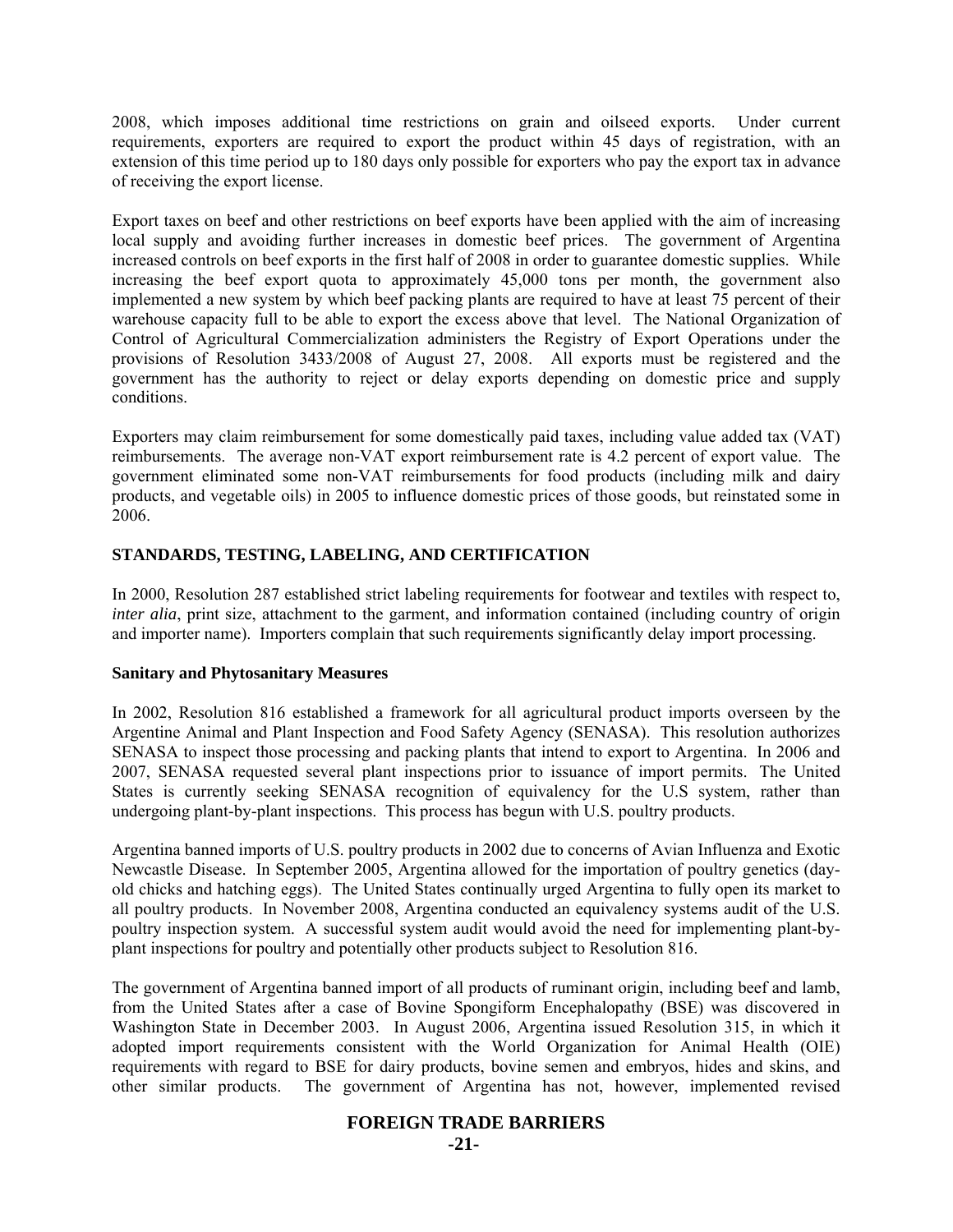2008, which imposes additional time restrictions on grain and oilseed exports. Under current requirements, exporters are required to export the product within 45 days of registration, with an extension of this time period up to 180 days only possible for exporters who pay the export tax in advance of receiving the export license.

Export taxes on beef and other restrictions on beef exports have been applied with the aim of increasing local supply and avoiding further increases in domestic beef prices. The government of Argentina increased controls on beef exports in the first half of 2008 in order to guarantee domestic supplies. While increasing the beef export quota to approximately 45,000 tons per month, the government also implemented a new system by which beef packing plants are required to have at least 75 percent of their warehouse capacity full to be able to export the excess above that level. The National Organization of Control of Agricultural Commercialization administers the Registry of Export Operations under the provisions of Resolution 3433/2008 of August 27, 2008. All exports must be registered and the government has the authority to reject or delay exports depending on domestic price and supply conditions.

Exporters may claim reimbursement for some domestically paid taxes, including value added tax (VAT) reimbursements. The average non-VAT export reimbursement rate is 4.2 percent of export value. The government eliminated some non-VAT reimbursements for food products (including milk and dairy products, and vegetable oils) in 2005 to influence domestic prices of those goods, but reinstated some in 2006.

## STANDARDS, TESTING, LABELING, AND CERTIFICATION

In 2000, Resolution 287 established strict labeling requirements for footwear and textiles with respect to, *inter alia*, print size, attachment to the garment, and information contained (including country of origin and importer name). Importers complain that such requirements significantly delay import processing.

### Sanitary and Phytosanitary Measures

In 2002, Resolution 816 established a framework for all agricultural product imports overseen by the Argentine Animal and Plant Inspection and Food Safety Agency (SENASA). This resolution authorizes SENASA to inspect those processing and packing plants that intend to export to Argentina. In 2006 and 2007, SENASA requested several plant inspections prior to issuance of import permits. The United States is currently seeking SENASA recognition of equivalency for the U.S system, rather than undergoing plant-by-plant inspections. This process has begun with U.S. poultry products.

Argentina banned imports of U.S. poultry products in 2002 due to concerns of Avian Influenza and Exotic Newcastle Disease. In September 2005, Argentina allowed for the importation of poultry genetics (day-old chicks and hatching eggs). The United States continually urged Argentina to fully open its market to all poultry products. In November 2008, Argentina conducted an equivalency systems audit of the U.S. poultry inspection system. A successful system audit would avoid the need for implementing plant-by-plant inspections for poultry and potentially other products subject to Resolution 816.

The government of Argentina banned import of all products of ruminant origin, including beef and lamb, from the United States after a case of Bovine Spongiform Encephalopathy (BSE) was discovered in Washington State in December 2003. In August 2006, Argentina issued Resolution 315, in which it adopted import requirements consistent with the World Organization for Animal Health (OIE) requirements with regard to BSE for dairy products, bovine semen and embryos, hides and skins, and other similar products. The government of Argentina has not, however, implemented revised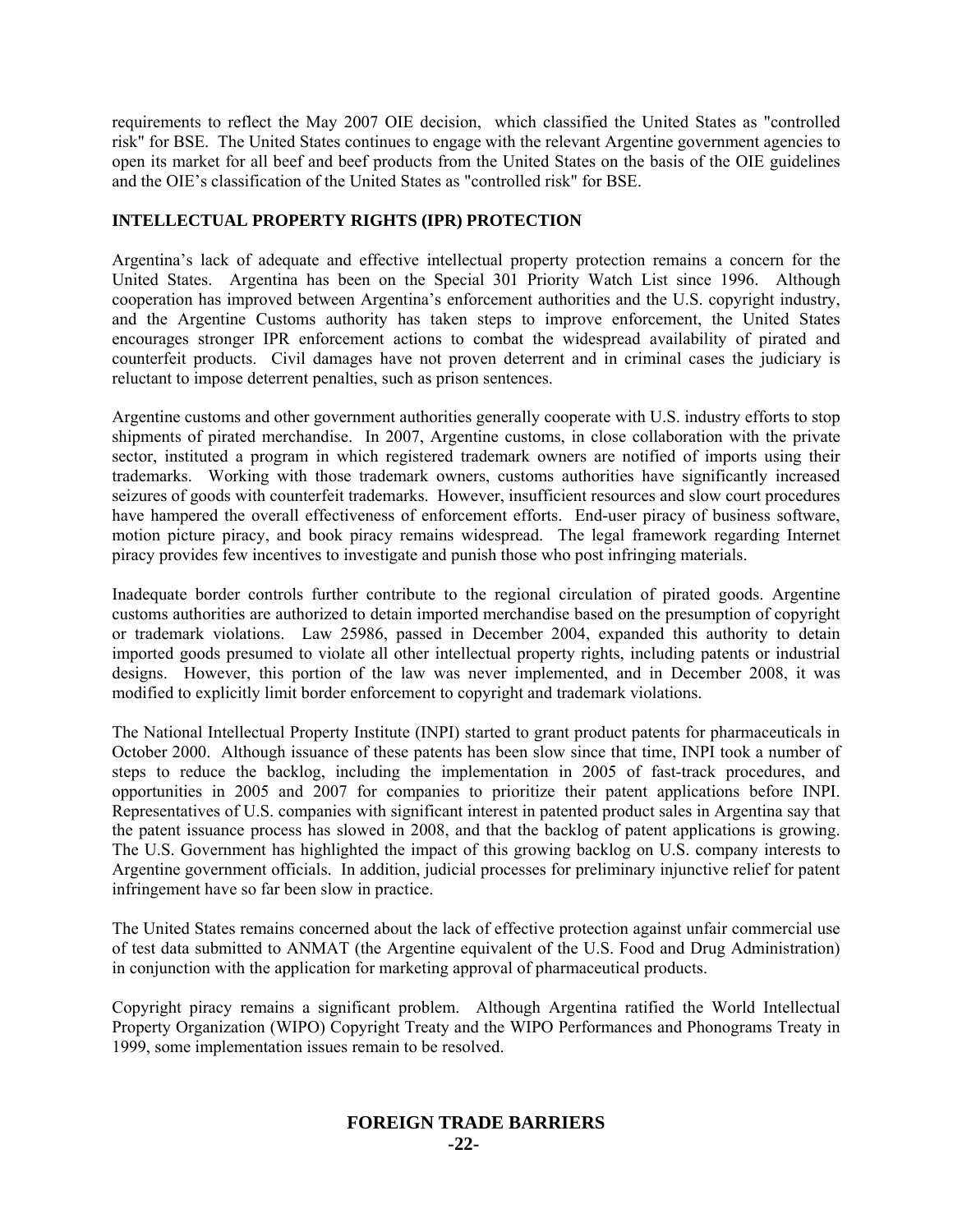requirements to reflect the May 2007 OIE decision, which classified the United States as "controlled risk" for BSE. The United States continues to engage with the relevant Argentine government agencies to open its market for all beef and beef products from the United States on the basis of the OIE guidelines and the OIE's classification of the United States as "controlled risk" for BSE.

## INTELLECTUAL PROPERTY RIGHTS (IPR) PROTECTION

Argentina's lack of adequate and effective intellectual property protection remains a concern for the United States. Argentina has been on the Special 301 Priority Watch List since 1996. Although cooperation has improved between Argentina's enforcement authorities and the U.S. copyright industry, and the Argentine Customs authority has taken steps to improve enforcement, the United States encourages stronger IPR enforcement actions to combat the widespread availability of pirated and counterfeit products. Civil damages have not proven deterrent and in criminal cases the judiciary is reluctant to impose deterrent penalties, such as prison sentences.

Argentine customs and other government authorities generally cooperate with U.S. industry efforts to stop shipments of pirated merchandise. In 2007, Argentine customs, in close collaboration with the private sector, instituted a program in which registered trademark owners are notified of imports using their trademarks. Working with those trademark owners, customs authorities have significantly increased seizures of goods with counterfeit trademarks. However, insufficient resources and slow court procedures have hampered the overall effectiveness of enforcement efforts. End-user piracy of business software, motion picture piracy, and book piracy remains widespread. The legal framework regarding Internet piracy provides few incentives to investigate and punish those who post infringing materials.

Inadequate border controls further contribute to the regional circulation of pirated goods. Argentine customs authorities are authorized to detain imported merchandise based on the presumption of copyright or trademark violations. Law 25986, passed in December 2004, expanded this authority to detain imported goods presumed to violate all other intellectual property rights, including patents or industrial designs. However, this portion of the law was never implemented, and in December 2008, it was modified to explicitly limit border enforcement to copyright and trademark violations.

The National Intellectual Property Institute (INPI) started to grant product patents for pharmaceuticals in October 2000. Although issuance of these patents has been slow since that time, INPI took a number of steps to reduce the backlog, including the implementation in 2005 of fast-track procedures, and opportunities in 2005 and 2007 for companies to prioritize their patent applications before INPI. Representatives of U.S. companies with significant interest in patented product sales in Argentina say that the patent issuance process has slowed in 2008, and that the backlog of patent applications is growing. The U.S. Government has highlighted the impact of this growing backlog on U.S. company interests to Argentine government officials. In addition, judicial processes for preliminary injunctive relief for patent infringement have so far been slow in practice.

The United States remains concerned about the lack of effective protection against unfair commercial use of test data submitted to ANMAT (the Argentine equivalent of the U.S. Food and Drug Administration) in conjunction with the application for marketing approval of pharmaceutical products.

Copyright piracy remains a significant problem. Although Argentina ratified the World Intellectual Property Organization (WIPO) Copyright Treaty and the WIPO Performances and Phonograms Treaty in 1999, some implementation issues remain to be resolved.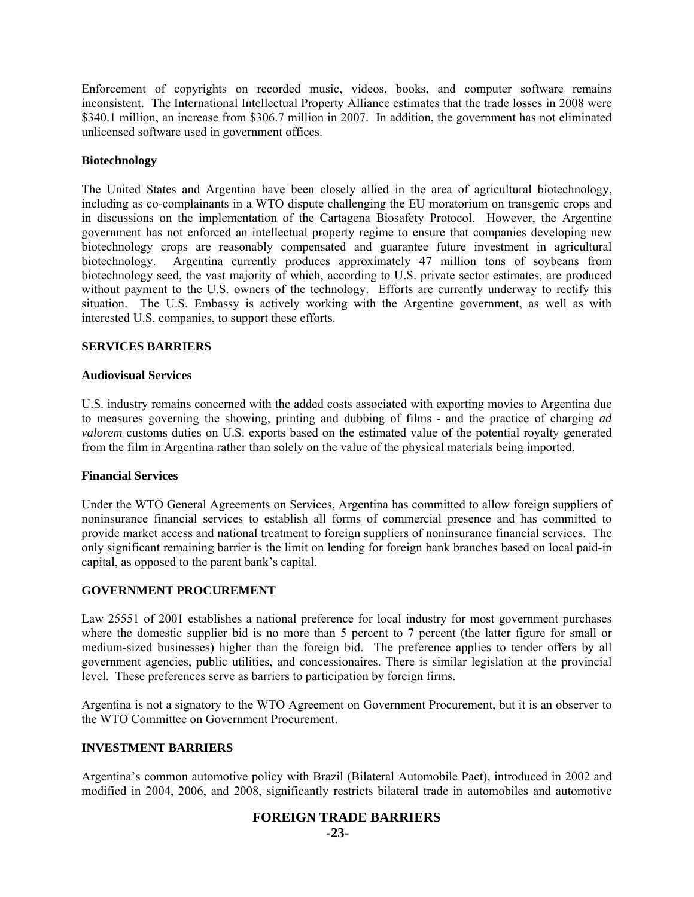Enforcement of copyrights on recorded music, videos, books, and computer software remains inconsistent. The International Intellectual Property Alliance estimates that the trade losses in 2008 were $340.1 million, an increase from $306.7 million in 2007. In addition, the government has not eliminated unlicensed software used in government offices.

### Biotechnology

The United States and Argentina have been closely allied in the area of agricultural biotechnology, including as co-complainants in a WTO dispute challenging the EU moratorium on transgenic crops and in discussions on the implementation of the Cartagena Biosafety Protocol. However, the Argentine government has not enforced an intellectual property regime to ensure that companies developing new biotechnology crops are reasonably compensated and guarantee future investment in agricultural biotechnology. Argentina currently produces approximately 47 million tons of soybeans from biotechnology seed, the vast majority of which, according to U.S. private sector estimates, are produced without payment to the U.S. owners of the technology. Efforts are currently underway to rectify this situation. The U.S. Embassy is actively working with the Argentine government, as well as with interested U.S. companies, to support these efforts.

## SERVICES BARRIERS

### Audiovisual Services

U.S. industry remains concerned with the added costs associated with exporting movies to Argentina due to measures governing the showing, printing and dubbing of films - and the practice of charging *ad valorem* customs duties on U.S. exports based on the estimated value of the potential royalty generated from the film in Argentina rather than solely on the value of the physical materials being imported.

### Financial Services

Under the WTO General Agreements on Services, Argentina has committed to allow foreign suppliers of noninsurance financial services to establish all forms of commercial presence and has committed to provide market access and national treatment to foreign suppliers of noninsurance financial services. The only significant remaining barrier is the limit on lending for foreign bank branches based on local paid-in capital, as opposed to the parent bank's capital.

## GOVERNMENT PROCUREMENT

Law 25551 of 2001 establishes a national preference for local industry for most government purchases where the domestic supplier bid is no more than 5 percent to 7 percent (the latter figure for small or medium-sized businesses) higher than the foreign bid. The preference applies to tender offers by all government agencies, public utilities, and concessionaires. There is similar legislation at the provincial level. These preferences serve as barriers to participation by foreign firms.

Argentina is not a signatory to the WTO Agreement on Government Procurement, but it is an observer to the WTO Committee on Government Procurement.

## INVESTMENT BARRIERS

Argentina's common automotive policy with Brazil (Bilateral Automobile Pact), introduced in 2002 and modified in 2004, 2006, and 2008, significantly restricts bilateral trade in automobiles and automotive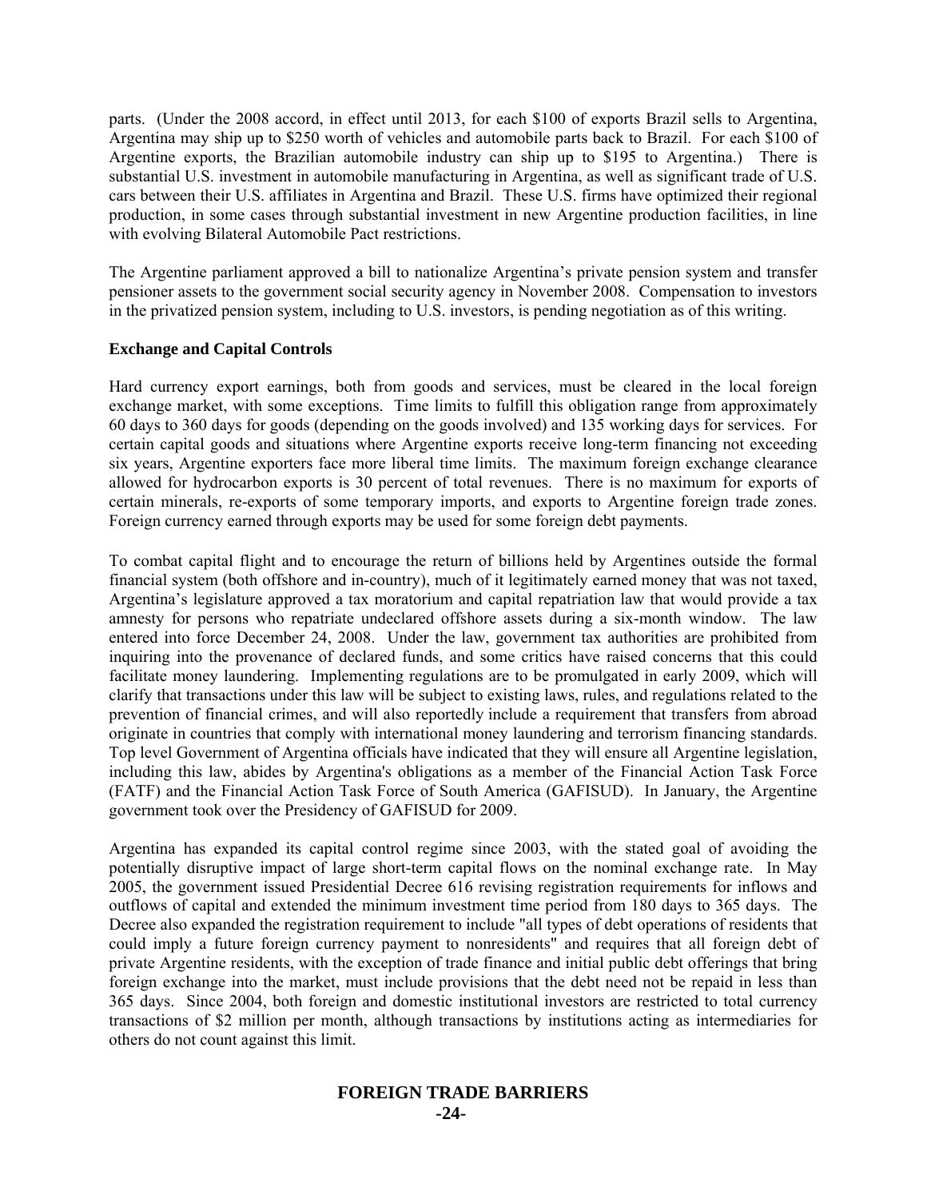parts. (Under the 2008 accord, in effect until 2013, for each $100 of exports Brazil sells to Argentina, Argentina may ship up to $250 worth of vehicles and automobile parts back to Brazil. For each $100 of Argentine exports, the Brazilian automobile industry can ship up to $195 to Argentina.) There is substantial U.S. investment in automobile manufacturing in Argentina, as well as significant trade of U.S. cars between their U.S. affiliates in Argentina and Brazil. These U.S. firms have optimized their regional production, in some cases through substantial investment in new Argentine production facilities, in line with evolving Bilateral Automobile Pact restrictions.

The Argentine parliament approved a bill to nationalize Argentina's private pension system and transfer pensioner assets to the government social security agency in November 2008. Compensation to investors in the privatized pension system, including to U.S. investors, is pending negotiation as of this writing.

**Exchange and Capital Controls**

Hard currency export earnings, both from goods and services, must be cleared in the local foreign exchange market, with some exceptions. Time limits to fulfill this obligation range from approximately 60 days to 360 days for goods (depending on the goods involved) and 135 working days for services. For certain capital goods and situations where Argentine exports receive long-term financing not exceeding six years, Argentine exporters face more liberal time limits. The maximum foreign exchange clearance allowed for hydrocarbon exports is 30 percent of total revenues. There is no maximum for exports of certain minerals, re-exports of some temporary imports, and exports to Argentine foreign trade zones. Foreign currency earned through exports may be used for some foreign debt payments.

To combat capital flight and to encourage the return of billions held by Argentines outside the formal financial system (both offshore and in-country), much of it legitimately earned money that was not taxed, Argentina's legislature approved a tax moratorium and capital repatriation law that would provide a tax amnesty for persons who repatriate undeclared offshore assets during a six-month window. The law entered into force December 24, 2008. Under the law, government tax authorities are prohibited from inquiring into the provenance of declared funds, and some critics have raised concerns that this could facilitate money laundering. Implementing regulations are to be promulgated in early 2009, which will clarify that transactions under this law will be subject to existing laws, rules, and regulations related to the prevention of financial crimes, and will also reportedly include a requirement that transfers from abroad originate in countries that comply with international money laundering and terrorism financing standards. Top level Government of Argentina officials have indicated that they will ensure all Argentine legislation, including this law, abides by Argentina's obligations as a member of the Financial Action Task Force (FATF) and the Financial Action Task Force of South America (GAFISUD). In January, the Argentine government took over the Presidency of GAFISUD for 2009.

Argentina has expanded its capital control regime since 2003, with the stated goal of avoiding the potentially disruptive impact of large short-term capital flows on the nominal exchange rate. In May 2005, the government issued Presidential Decree 616 revising registration requirements for inflows and outflows of capital and extended the minimum investment time period from 180 days to 365 days. The Decree also expanded the registration requirement to include "all types of debt operations of residents that could imply a future foreign currency payment to nonresidents" and requires that all foreign debt of private Argentine residents, with the exception of trade finance and initial public debt offerings that bring foreign exchange into the market, must include provisions that the debt need not be repaid in less than 365 days. Since 2004, both foreign and domestic institutional investors are restricted to total currency transactions of $2 million per month, although transactions by institutions acting as intermediaries for others do not count against this limit.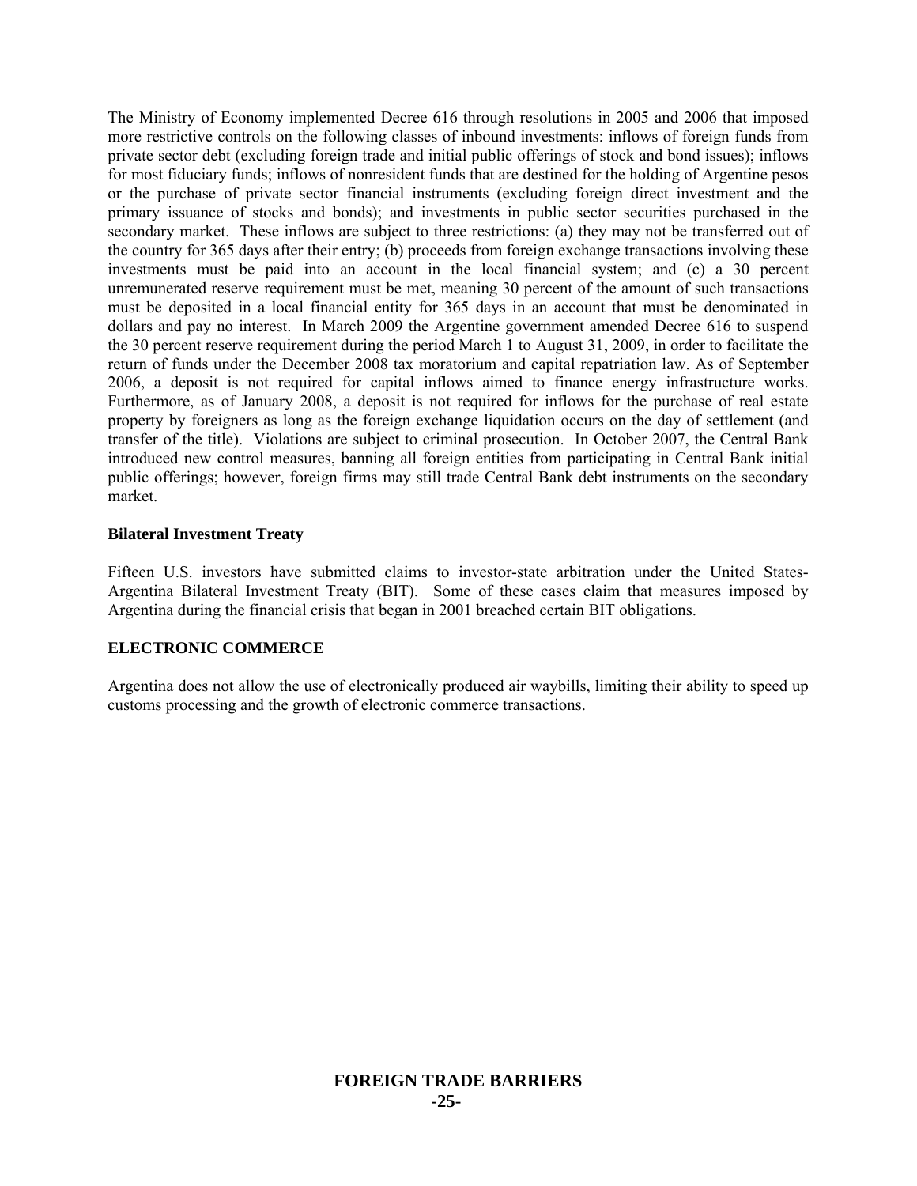The Ministry of Economy implemented Decree 616 through resolutions in 2005 and 2006 that imposed more restrictive controls on the following classes of inbound investments: inflows of foreign funds from private sector debt (excluding foreign trade and initial public offerings of stock and bond issues); inflows for most fiduciary funds; inflows of nonresident funds that are destined for the holding of Argentine pesos or the purchase of private sector financial instruments (excluding foreign direct investment and the primary issuance of stocks and bonds); and investments in public sector securities purchased in the secondary market. These inflows are subject to three restrictions: (a) they may not be transferred out of the country for 365 days after their entry; (b) proceeds from foreign exchange transactions involving these investments must be paid into an account in the local financial system; and (c) a 30 percent unremunerated reserve requirement must be met, meaning 30 percent of the amount of such transactions must be deposited in a local financial entity for 365 days in an account that must be denominated in dollars and pay no interest. In March 2009 the Argentine government amended Decree 616 to suspend the 30 percent reserve requirement during the period March 1 to August 31, 2009, in order to facilitate the return of funds under the December 2008 tax moratorium and capital repatriation law. As of September 2006, a deposit is not required for capital inflows aimed to finance energy infrastructure works. Furthermore, as of January 2008, a deposit is not required for inflows for the purchase of real estate property by foreigners as long as the foreign exchange liquidation occurs on the day of settlement (and transfer of the title). Violations are subject to criminal prosecution. In October 2007, the Central Bank introduced new control measures, banning all foreign entities from participating in Central Bank initial public offerings; however, foreign firms may still trade Central Bank debt instruments on the secondary market.

**Bilateral Investment Treaty**

Fifteen U.S. investors have submitted claims to investor-state arbitration under the United States-Argentina Bilateral Investment Treaty (BIT). Some of these cases claim that measures imposed by Argentina during the financial crisis that began in 2001 breached certain BIT obligations.

## ELECTRONIC COMMERCE

Argentina does not allow the use of electronically produced air waybills, limiting their ability to speed up customs processing and the growth of electronic commerce transactions.